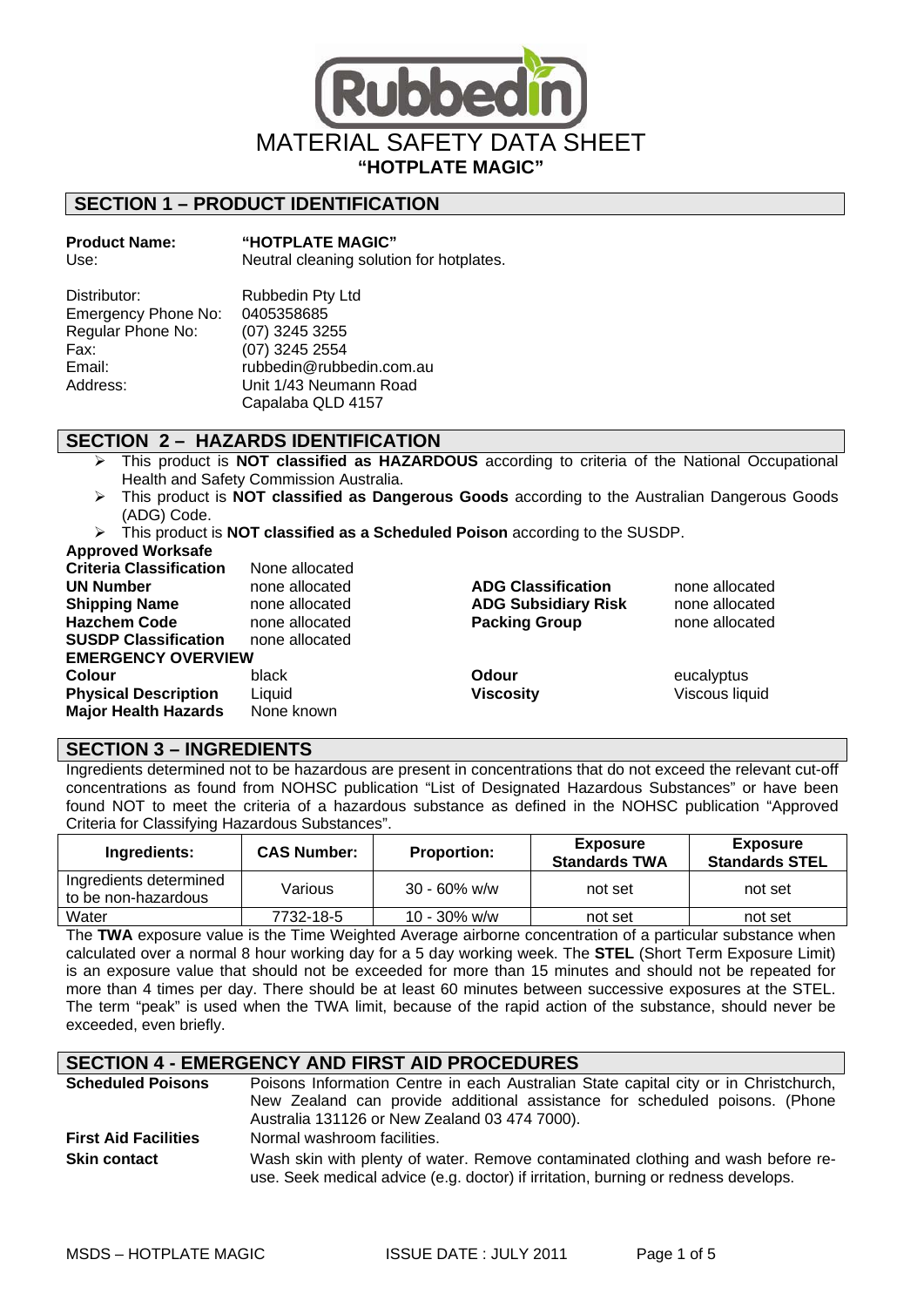# MATERIAL SAFETY DATA SHEET

**"HOTPLATE MAGIC"**

## SECTION 1 – PRODUCT IDENTIFICATION

| | |
|---|---|
| **Product Name:** | **"HOTPLATE MAGIC"** |
| Use: | Neutral cleaning solution for hotplates. |
| Distributor: | Rubbedin Pty Ltd |
| Emergency Phone No: | 0405358685 |
| Regular Phone No: | (07) 3245 3255 |
| Fax: | (07) 3245 2554 |
| Email: | rubbedin@rubbedin.com.au |
| Address: | Unit 1/43 Neumann Road<br>Capalaba QLD 4157 |

## SECTION 2 – HAZARDS IDENTIFICATION

- This product is **NOT classified as HAZARDOUS** according to criteria of the National Occupational Health and Safety Commission Australia.
- This product is **NOT classified as Dangerous Goods** according to the Australian Dangerous Goods (ADG) Code.
- This product is **NOT classified as a Scheduled Poison** according to the SUSDP.

| | | | |
|---|---|---|---|
| **Approved Worksafe Criteria Classification** | None allocated | | |
| **UN Number** | none allocated | **ADG Classification** | none allocated |
| **Shipping Name** | none allocated | **ADG Subsidiary Risk** | none allocated |
| **Hazchem Code** | none allocated | **Packing Group** | none allocated |
| **SUSDP Classification** | none allocated | | |
| **EMERGENCY OVERVIEW** | | | |
| **Colour** | black | **Odour** | eucalyptus |
| **Physical Description** | Liquid | **Viscosity** | Viscous liquid |
| **Major Health Hazards** | None known | | |

## SECTION 3 – INGREDIENTS

Ingredients determined not to be hazardous are present in concentrations that do not exceed the relevant cut-off concentrations as found from NOHSC publication "List of Designated Hazardous Substances" or have been found NOT to meet the criteria of a hazardous substance as defined in the NOHSC publication "Approved Criteria for Classifying Hazardous Substances".

| Ingredients: | CAS Number: | Proportion: | Exposure Standards TWA | Exposure Standards STEL |
|---|---|---|---|---|
| Ingredients determined to be non-hazardous | Various | 30 - 60% w/w | not set | not set |
| Water | 7732-18-5 | 10 - 30% w/w | not set | not set |

The **TWA** exposure value is the Time Weighted Average airborne concentration of a particular substance when calculated over a normal 8 hour working day for a 5 day working week. The **STEL** (Short Term Exposure Limit) is an exposure value that should not be exceeded for more than 15 minutes and should not be repeated for more than 4 times per day. There should be at least 60 minutes between successive exposures at the STEL. The term "peak" is used when the TWA limit, because of the rapid action of the substance, should never be exceeded, even briefly.

## SECTION 4 - EMERGENCY AND FIRST AID PROCEDURES

| | |
|---|---|
| **Scheduled Poisons** | Poisons Information Centre in each Australian State capital city or in Christchurch, New Zealand can provide additional assistance for scheduled poisons. (Phone Australia 131126 or New Zealand 03 474 7000). |
| **First Aid Facilities** | Normal washroom facilities. |
| **Skin contact** | Wash skin with plenty of water. Remove contaminated clothing and wash before re-use. Seek medical advice (e.g. doctor) if irritation, burning or redness develops. |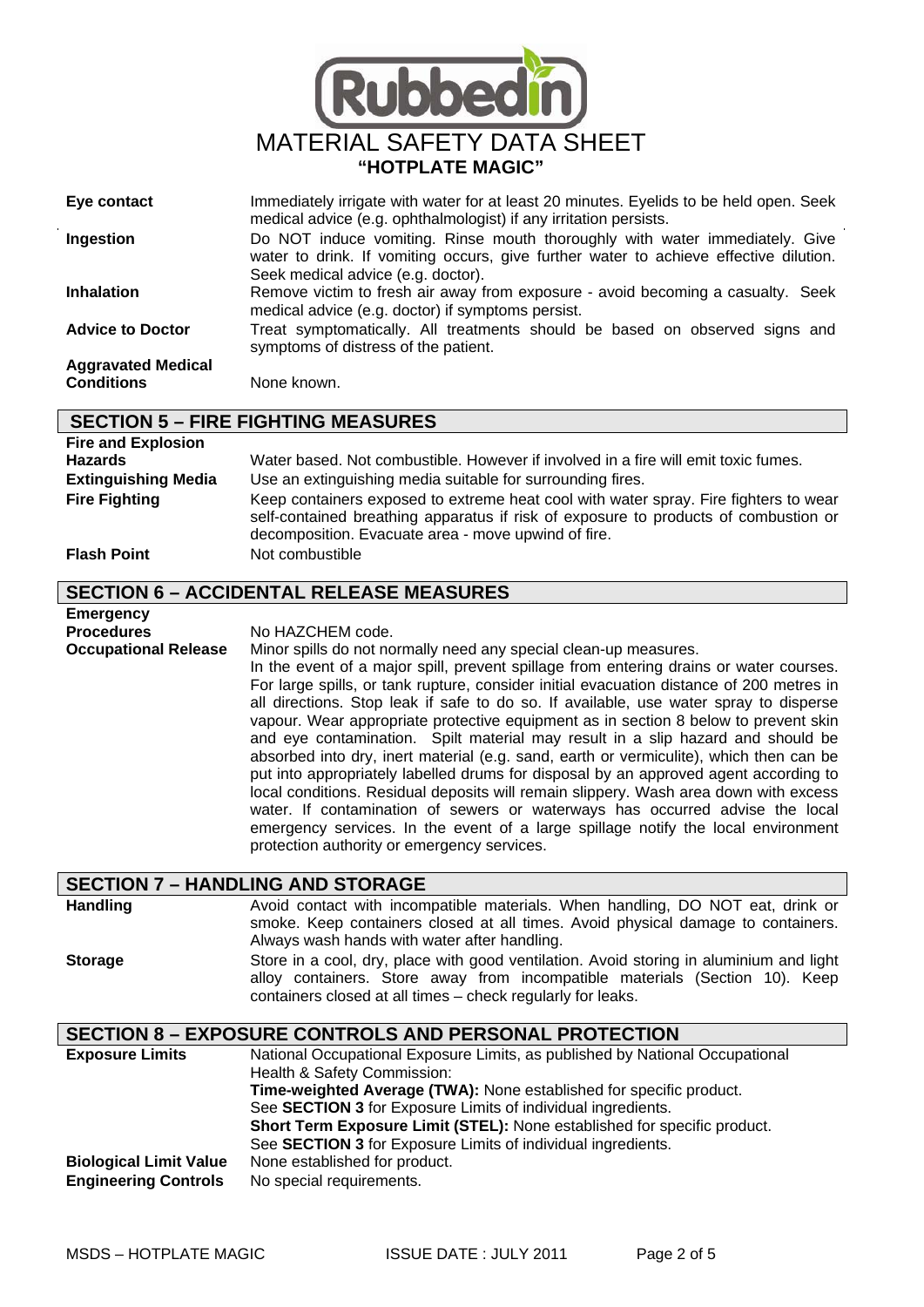# MATERIAL SAFETY DATA SHEET

## "HOTPLATE MAGIC"

| | |
|---|---|
| **Eye contact** | Immediately irrigate with water for at least 20 minutes. Eyelids to be held open. Seek medical advice (e.g. ophthalmologist) if any irritation persists. |
| **Ingestion** | Do NOT induce vomiting. Rinse mouth thoroughly with water immediately. Give water to drink. If vomiting occurs, give further water to achieve effective dilution. Seek medical advice (e.g. doctor). |
| **Inhalation** | Remove victim to fresh air away from exposure - avoid becoming a casualty. Seek medical advice (e.g. doctor) if symptoms persist. |
| **Advice to Doctor** | Treat symptomatically. All treatments should be based on observed signs and symptoms of distress of the patient. |
| **Aggravated Medical Conditions** | None known. |

## SECTION 5 – FIRE FIGHTING MEASURES

| | |
|---|---|
| **Fire and Explosion Hazards** | Water based. Not combustible. However if involved in a fire will emit toxic fumes. |
| **Extinguishing Media** | Use an extinguishing media suitable for surrounding fires. |
| **Fire Fighting** | Keep containers exposed to extreme heat cool with water spray. Fire fighters to wear self-contained breathing apparatus if risk of exposure to products of combustion or decomposition. Evacuate area - move upwind of fire. |
| **Flash Point** | Not combustible |

## SECTION 6 – ACCIDENTAL RELEASE MEASURES

| | |
|---|---|
| **Emergency Procedures** | No HAZCHEM code. |
| **Occupational Release** | Minor spills do not normally need any special clean-up measures. In the event of a major spill, prevent spillage from entering drains or water courses. For large spills, or tank rupture, consider initial evacuation distance of 200 metres in all directions. Stop leak if safe to do so. If available, use water spray to disperse vapour. Wear appropriate protective equipment as in section 8 below to prevent skin and eye contamination. Spilt material may result in a slip hazard and should be absorbed into dry, inert material (e.g. sand, earth or vermiculite), which then can be put into appropriately labelled drums for disposal by an approved agent according to local conditions. Residual deposits will remain slippery. Wash area down with excess water. If contamination of sewers or waterways has occurred advise the local emergency services. In the event of a large spillage notify the local environment protection authority or emergency services. |

## SECTION 7 – HANDLING AND STORAGE

| | |
|---|---|
| **Handling** | Avoid contact with incompatible materials. When handling, DO NOT eat, drink or smoke. Keep containers closed at all times. Avoid physical damage to containers. Always wash hands with water after handling. |
| **Storage** | Store in a cool, dry, place with good ventilation. Avoid storing in aluminium and light alloy containers. Store away from incompatible materials (Section 10). Keep containers closed at all times – check regularly for leaks. |

## SECTION 8 – EXPOSURE CONTROLS AND PERSONAL PROTECTION

| | |
|---|---|
| **Exposure Limits** | National Occupational Exposure Limits, as published by National Occupational Health & Safety Commission:<br>**Time-weighted Average (TWA):** None established for specific product.<br>See **SECTION 3** for Exposure Limits of individual ingredients.<br>**Short Term Exposure Limit (STEL):** None established for specific product.<br>See **SECTION 3** for Exposure Limits of individual ingredients. |
| **Biological Limit Value** | None established for product. |
| **Engineering Controls** | No special requirements. |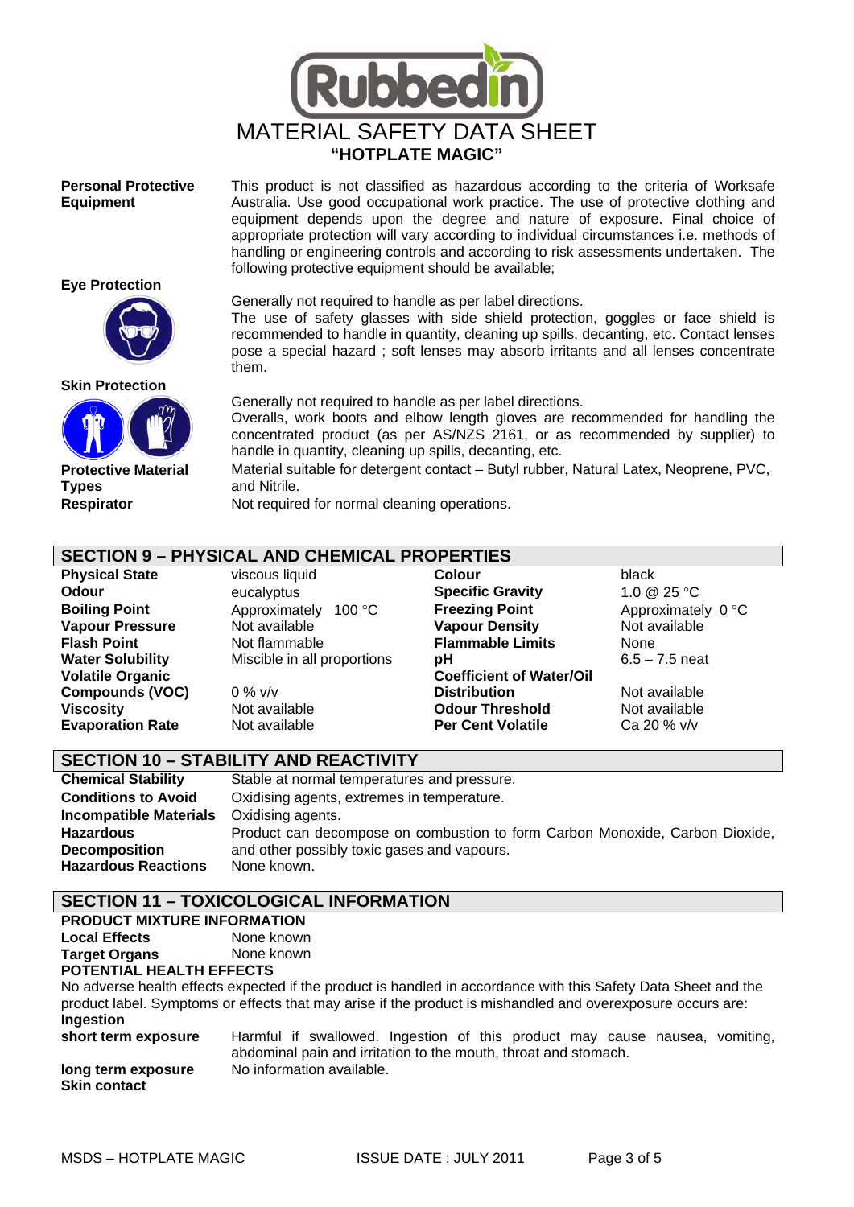# MATERIAL SAFETY DATA SHEET

## "HOTPLATE MAGIC"

**Personal Protective Equipment**

This product is not classified as hazardous according to the criteria of Worksafe Australia. Use good occupational work practice. The use of protective clothing and equipment depends upon the degree and nature of exposure. Final choice of appropriate protection will vary according to individual circumstances i.e. methods of handling or engineering controls and according to risk assessments undertaken. The following protective equipment should be available;

**Eye Protection**

Generally not required to handle as per label directions.
The use of safety glasses with side shield protection, goggles or face shield is recommended to handle in quantity, cleaning up spills, decanting, etc. Contact lenses pose a special hazard ; soft lenses may absorb irritants and all lenses concentrate them.

**Skin Protection**

Generally not required to handle as per label directions.
Overalls, work boots and elbow length gloves are recommended for handling the concentrated product (as per AS/NZS 2161, or as recommended by supplier) to handle in quantity, cleaning up spills, decanting, etc.

**Protective Material Types**

Material suitable for detergent contact – Butyl rubber, Natural Latex, Neoprene, PVC, and Nitrile.

**Respirator**

Not required for normal cleaning operations.

## SECTION 9 – PHYSICAL AND CHEMICAL PROPERTIES

| | | | |
|---|---|---|---|
| **Physical State** | viscous liquid | **Colour** | black |
| **Odour** | eucalyptus | **Specific Gravity** | 1.0 @ 25 °C |
| **Boiling Point** | Approximately 100 °C | **Freezing Point** | Approximately 0 °C |
| **Vapour Pressure** | Not available | **Vapour Density** | Not available |
| **Flash Point** | Not flammable | **Flammable Limits** | None |
| **Water Solubility** | Miscible in all proportions | **pH** | 6.5 – 7.5 neat |
| **Volatile Organic Compounds (VOC)** | 0 % v/v | **Coefficient of Water/Oil Distribution** | Not available |
| **Viscosity** | Not available | **Odour Threshold** | Not available |
| **Evaporation Rate** | Not available | **Per Cent Volatile** | Ca 20 % v/v |

## SECTION 10 – STABILITY AND REACTIVITY

| | |
|---|---|
| **Chemical Stability** | Stable at normal temperatures and pressure. |
| **Conditions to Avoid** | Oxidising agents, extremes in temperature. |
| **Incompatible Materials** | Oxidising agents. |
| **Hazardous Decomposition** | Product can decompose on combustion to form Carbon Monoxide, Carbon Dioxide, and other possibly toxic gases and vapours. |
| **Hazardous Reactions** | None known. |

## SECTION 11 – TOXICOLOGICAL INFORMATION

**PRODUCT MIXTURE INFORMATION**

**Local Effects** None known

**Target Organs** None known

**POTENTIAL HEALTH EFFECTS**

No adverse health effects expected if the product is handled in accordance with this Safety Data Sheet and the product label. Symptoms or effects that may arise if the product is mishandled and overexposure occurs are:

**Ingestion**

**short term exposure** Harmful if swallowed. Ingestion of this product may cause nausea, vomiting, abdominal pain and irritation to the mouth, throat and stomach.

**long term exposure** No information available.

**Skin contact**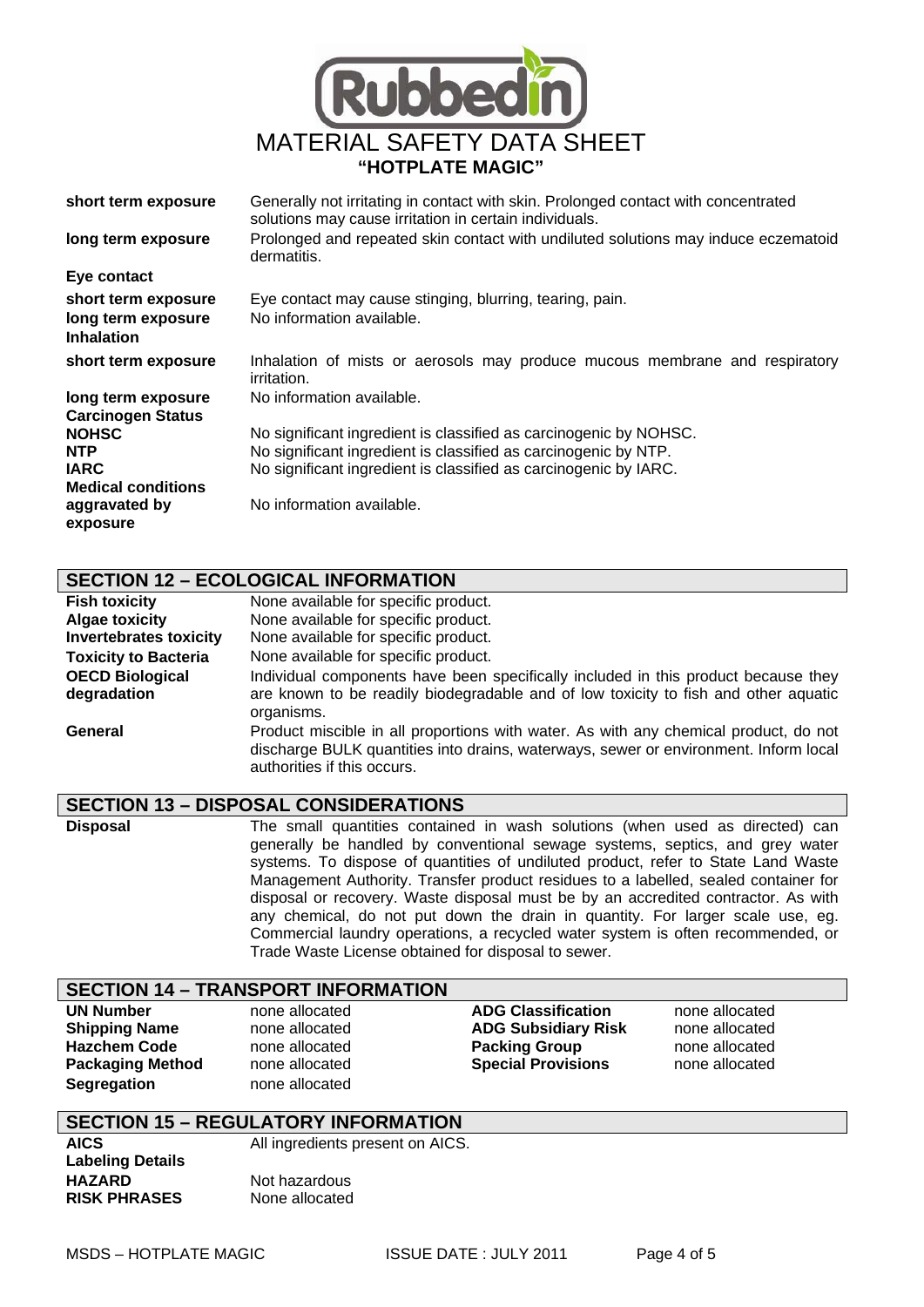# MATERIAL SAFETY DATA SHEET

**"HOTPLATE MAGIC"**

| | |
|---|---|
| **short term exposure** | Generally not irritating in contact with skin. Prolonged contact with concentrated solutions may cause irritation in certain individuals. |
| **long term exposure** | Prolonged and repeated skin contact with undiluted solutions may induce eczematoid dermatitis. |
| **Eye contact** | |
| **short term exposure** | Eye contact may cause stinging, blurring, tearing, pain. |
| **long term exposure** | No information available. |
| **Inhalation** | |
| **short term exposure** | Inhalation of mists or aerosols may produce mucous membrane and respiratory irritation. |
| **long term exposure** | No information available. |
| **Carcinogen Status** | |
| **NOHSC** | No significant ingredient is classified as carcinogenic by NOHSC. |
| **NTP** | No significant ingredient is classified as carcinogenic by NTP. |
| **IARC** | No significant ingredient is classified as carcinogenic by IARC. |
| **Medical conditions aggravated by exposure** | No information available. |

## SECTION 12 – ECOLOGICAL INFORMATION

| | |
|---|---|
| **Fish toxicity** | None available for specific product. |
| **Algae toxicity** | None available for specific product. |
| **Invertebrates toxicity** | None available for specific product. |
| **Toxicity to Bacteria** | None available for specific product. |
| **OECD Biological degradation** | Individual components have been specifically included in this product because they are known to be readily biodegradable and of low toxicity to fish and other aquatic organisms. |
| **General** | Product miscible in all proportions with water. As with any chemical product, do not discharge BULK quantities into drains, waterways, sewer or environment. Inform local authorities if this occurs. |

## SECTION 13 – DISPOSAL CONSIDERATIONS

**Disposal** The small quantities contained in wash solutions (when used as directed) can generally be handled by conventional sewage systems, septics, and grey water systems. To dispose of quantities of undiluted product, refer to State Land Waste Management Authority. Transfer product residues to a labelled, sealed container for disposal or recovery. Waste disposal must be by an accredited contractor. As with any chemical, do not put down the drain in quantity. For larger scale use, eg. Commercial laundry operations, a recycled water system is often recommended, or Trade Waste License obtained for disposal to sewer.

## SECTION 14 – TRANSPORT INFORMATION

| | | | |
|---|---|---|---|
| **UN Number** | none allocated | **ADG Classification** | none allocated |
| **Shipping Name** | none allocated | **ADG Subsidiary Risk** | none allocated |
| **Hazchem Code** | none allocated | **Packing Group** | none allocated |
| **Packaging Method** | none allocated | **Special Provisions** | none allocated |
| **Segregation** | none allocated | | |

## SECTION 15 – REGULATORY INFORMATION

| | |
|---|---|
| **AICS** | All ingredients present on AICS. |
| **Labeling Details** | |
| **HAZARD** | Not hazardous |
| **RISK PHRASES** | None allocated |

MSDS – HOTPLATE MAGIC ISSUE DATE : JULY 2011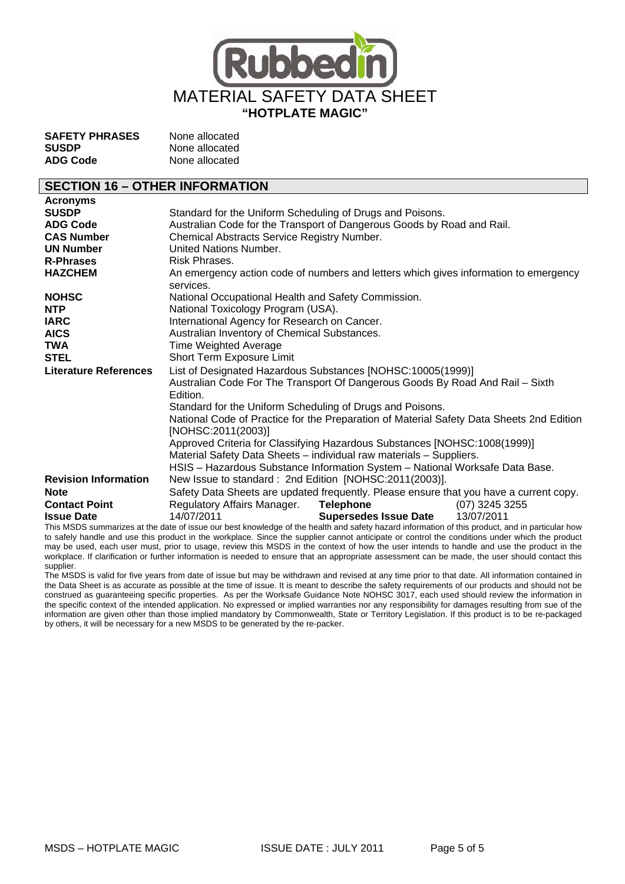MATERIAL SAFETY DATA SHEET

**"HOTPLATE MAGIC"**

| | |
|---|---|
| **SAFETY PHRASES** | None allocated |
| **SUSDP** | None allocated |
| **ADG Code** | None allocated |

## SECTION 16 – OTHER INFORMATION

| | | | |
|---|---|---|---|
| **Acronyms** | | | |
| **SUSDP** | Standard for the Uniform Scheduling of Drugs and Poisons. | | |
| **ADG Code** | Australian Code for the Transport of Dangerous Goods by Road and Rail. | | |
| **CAS Number** | Chemical Abstracts Service Registry Number. | | |
| **UN Number** | United Nations Number. | | |
| **R-Phrases** | Risk Phrases. | | |
| **HAZCHEM** | An emergency action code of numbers and letters which gives information to emergency services. | | |
| **NOHSC** | National Occupational Health and Safety Commission. | | |
| **NTP** | National Toxicology Program (USA). | | |
| **IARC** | International Agency for Research on Cancer. | | |
| **AICS** | Australian Inventory of Chemical Substances. | | |
| **TWA** | Time Weighted Average | | |
| **STEL** | Short Term Exposure Limit | | |
| **Literature References** | List of Designated Hazardous Substances [NOHSC:10005(1999)]<br>Australian Code For The Transport Of Dangerous Goods By Road And Rail – Sixth Edition.<br>Standard for the Uniform Scheduling of Drugs and Poisons.<br>National Code of Practice for the Preparation of Material Safety Data Sheets 2nd Edition [NOHSC:2011(2003)]<br>Approved Criteria for Classifying Hazardous Substances [NOHSC:1008(1999)]<br>Material Safety Data Sheets – individual raw materials – Suppliers.<br>HSIS – Hazardous Substance Information System – National Worksafe Data Base. | | |
| **Revision Information** | New Issue to standard : 2nd Edition [NOHSC:2011(2003)]. | | |
| **Note** | Safety Data Sheets are updated frequently. Please ensure that you have a current copy. | | |
| **Contact Point** | Regulatory Affairs Manager. | **Telephone** | (07) 3245 3255 |
| **Issue Date** | 14/07/2011 | **Supersedes Issue Date** | 13/07/2011 |

This MSDS summarizes at the date of issue our best knowledge of the health and safety hazard information of this product, and in particular how to safely handle and use this product in the workplace. Since the supplier cannot anticipate or control the conditions under which the product may be used, each user must, prior to usage, review this MSDS in the context of how the user intends to handle and use the product in the workplace. If clarification or further information is needed to ensure that an appropriate assessment can be made, the user should contact this supplier.

The MSDS is valid for five years from date of issue but may be withdrawn and revised at any time prior to that date. All information contained in the Data Sheet is as accurate as possible at the time of issue. It is meant to describe the safety requirements of our products and should not be construed as guaranteeing specific properties. As per the Worksafe Guidance Note NOHSC 3017, each used should review the information in the specific context of the intended application. No expressed or implied warranties nor any responsibility for damages resulting from sue of the information are given other than those implied mandatory by Commonwealth, State or Territory Legislation. If this product is to be re-packaged by others, it will be necessary for a new MSDS to be generated by the re-packer.